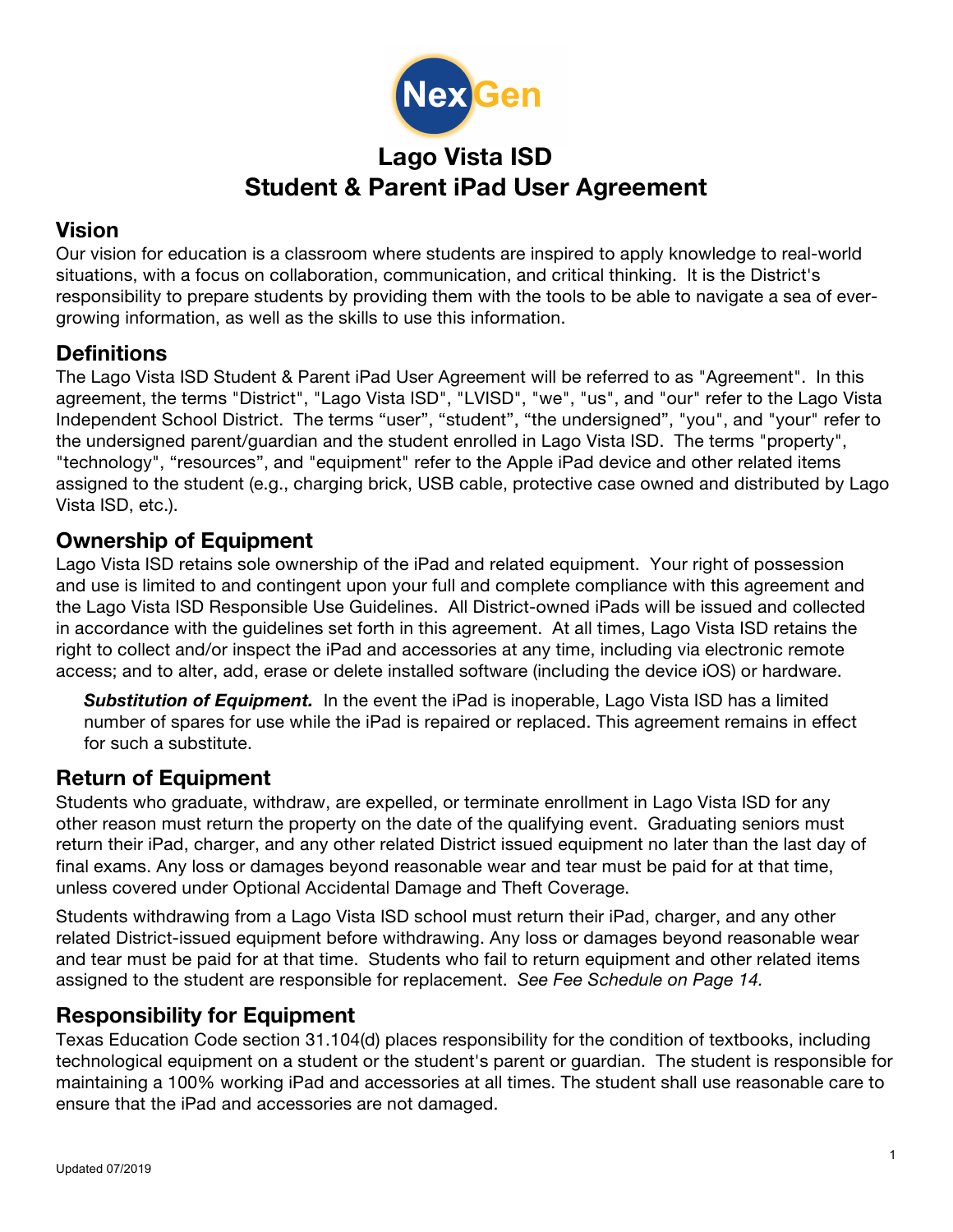# Lago Vista ISD
# Student & Parent iPad User Agreement

## Vision

Our vision for education is a classroom where students are inspired to apply knowledge to real-world situations, with a focus on collaboration, communication, and critical thinking. It is the District's responsibility to prepare students by providing them with the tools to be able to navigate a sea of ever-growing information, as well as the skills to use this information.

## Definitions

The Lago Vista ISD Student & Parent iPad User Agreement will be referred to as "Agreement". In this agreement, the terms "District", "Lago Vista ISD", "LVISD", "we", "us", and "our" refer to the Lago Vista Independent School District. The terms "user", "student", "the undersigned", "you", and "your" refer to the undersigned parent/guardian and the student enrolled in Lago Vista ISD. The terms "property", "technology", "resources", and "equipment" refer to the Apple iPad device and other related items assigned to the student (e.g., charging brick, USB cable, protective case owned and distributed by Lago Vista ISD, etc.).

## Ownership of Equipment

Lago Vista ISD retains sole ownership of the iPad and related equipment. Your right of possession and use is limited to and contingent upon your full and complete compliance with this agreement and the Lago Vista ISD Responsible Use Guidelines. All District-owned iPads will be issued and collected in accordance with the guidelines set forth in this agreement. At all times, Lago Vista ISD retains the right to collect and/or inspect the iPad and accessories at any time, including via electronic remote access; and to alter, add, erase or delete installed software (including the device iOS) or hardware.

> ***Substitution of Equipment.*** In the event the iPad is inoperable, Lago Vista ISD has a limited number of spares for use while the iPad is repaired or replaced. This agreement remains in effect for such a substitute.

## Return of Equipment

Students who graduate, withdraw, are expelled, or terminate enrollment in Lago Vista ISD for any other reason must return the property on the date of the qualifying event. Graduating seniors must return their iPad, charger, and any other related District issued equipment no later than the last day of final exams. Any loss or damages beyond reasonable wear and tear must be paid for at that time, unless covered under Optional Accidental Damage and Theft Coverage.

Students withdrawing from a Lago Vista ISD school must return their iPad, charger, and any other related District-issued equipment before withdrawing. Any loss or damages beyond reasonable wear and tear must be paid for at that time. Students who fail to return equipment and other related items assigned to the student are responsible for replacement. *See Fee Schedule on Page 14.*

## Responsibility for Equipment

Texas Education Code section 31.104(d) places responsibility for the condition of textbooks, including technological equipment on a student or the student's parent or guardian. The student is responsible for maintaining a 100% working iPad and accessories at all times. The student shall use reasonable care to ensure that the iPad and accessories are not damaged.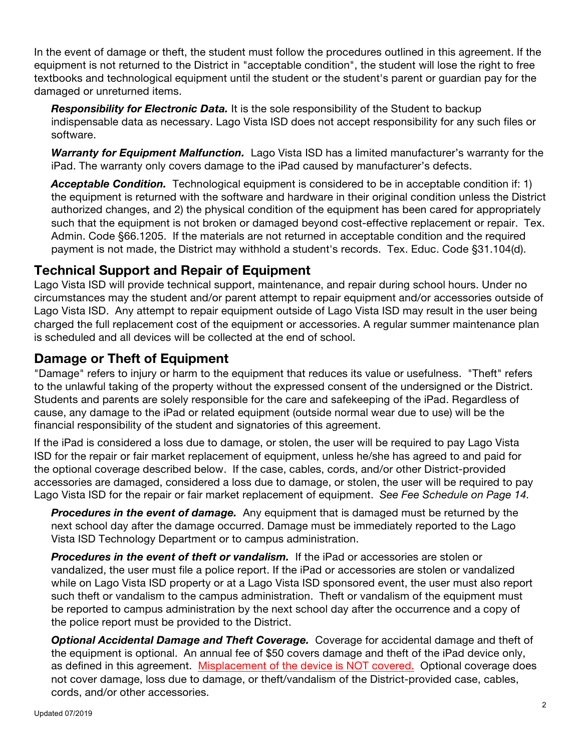In the event of damage or theft, the student must follow the procedures outlined in this agreement. If the equipment is not returned to the District in "acceptable condition", the student will lose the right to free textbooks and technological equipment until the student or the student's parent or guardian pay for the damaged or unreturned items.

***Responsibility for Electronic Data.*** It is the sole responsibility of the Student to backup indispensable data as necessary. Lago Vista ISD does not accept responsibility for any such files or software.

***Warranty for Equipment Malfunction.*** Lago Vista ISD has a limited manufacturer's warranty for the iPad. The warranty only covers damage to the iPad caused by manufacturer's defects.

***Acceptable Condition.*** Technological equipment is considered to be in acceptable condition if: 1) the equipment is returned with the software and hardware in their original condition unless the District authorized changes, and 2) the physical condition of the equipment has been cared for appropriately such that the equipment is not broken or damaged beyond cost-effective replacement or repair. Tex. Admin. Code §66.1205. If the materials are not returned in acceptable condition and the required payment is not made, the District may withhold a student's records. Tex. Educ. Code §31.104(d).

## Technical Support and Repair of Equipment

Lago Vista ISD will provide technical support, maintenance, and repair during school hours. Under no circumstances may the student and/or parent attempt to repair equipment and/or accessories outside of Lago Vista ISD. Any attempt to repair equipment outside of Lago Vista ISD may result in the user being charged the full replacement cost of the equipment or accessories. A regular summer maintenance plan is scheduled and all devices will be collected at the end of school.

## Damage or Theft of Equipment

"Damage" refers to injury or harm to the equipment that reduces its value or usefulness. "Theft" refers to the unlawful taking of the property without the expressed consent of the undersigned or the District. Students and parents are solely responsible for the care and safekeeping of the iPad. Regardless of cause, any damage to the iPad or related equipment (outside normal wear due to use) will be the financial responsibility of the student and signatories of this agreement.

If the iPad is considered a loss due to damage, or stolen, the user will be required to pay Lago Vista ISD for the repair or fair market replacement of equipment, unless he/she has agreed to and paid for the optional coverage described below. If the case, cables, cords, and/or other District-provided accessories are damaged, considered a loss due to damage, or stolen, the user will be required to pay Lago Vista ISD for the repair or fair market replacement of equipment. *See Fee Schedule on Page 14.*

***Procedures in the event of damage.*** Any equipment that is damaged must be returned by the next school day after the damage occurred. Damage must be immediately reported to the Lago Vista ISD Technology Department or to campus administration.

***Procedures in the event of theft or vandalism.*** If the iPad or accessories are stolen or vandalized, the user must file a police report. If the iPad or accessories are stolen or vandalized while on Lago Vista ISD property or at a Lago Vista ISD sponsored event, the user must also report such theft or vandalism to the campus administration. Theft or vandalism of the equipment must be reported to campus administration by the next school day after the occurrence and a copy of the police report must be provided to the District.

***Optional Accidental Damage and Theft Coverage.*** Coverage for accidental damage and theft of the equipment is optional. An annual fee of $50 covers damage and theft of the iPad device only, as defined in this agreement. Misplacement of the device is NOT covered. Optional coverage does not cover damage, loss due to damage, or theft/vandalism of the District-provided case, cables, cords, and/or other accessories.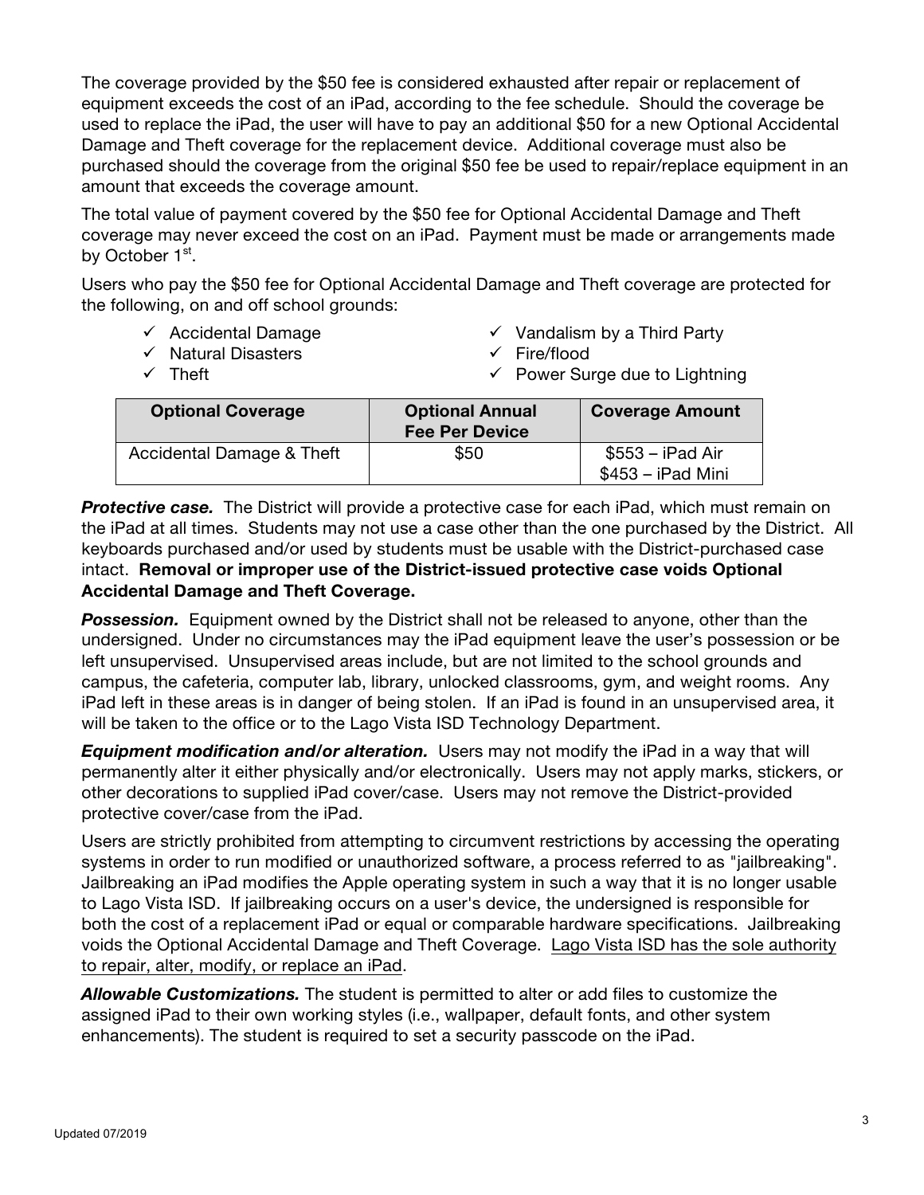The coverage provided by the $50 fee is considered exhausted after repair or replacement of equipment exceeds the cost of an iPad, according to the fee schedule. Should the coverage be used to replace the iPad, the user will have to pay an additional $50 for a new Optional Accidental Damage and Theft coverage for the replacement device. Additional coverage must also be purchased should the coverage from the original $50 fee be used to repair/replace equipment in an amount that exceeds the coverage amount.

The total value of payment covered by the $50 fee for Optional Accidental Damage and Theft coverage may never exceed the cost on an iPad. Payment must be made or arrangements made by October 1st.

Users who pay the $50 fee for Optional Accidental Damage and Theft coverage are protected for the following, on and off school grounds:

- ✓ Accidental Damage
- ✓ Natural Disasters
- ✓ Theft
- ✓ Vandalism by a Third Party
- ✓ Fire/flood
- ✓ Power Surge due to Lightning

| Optional Coverage | Optional Annual Fee Per Device | Coverage Amount |
|---|---|---|
| Accidental Damage & Theft | $50 | $553 – iPad Air<br>$453 – iPad Mini |

***Protective case.*** The District will provide a protective case for each iPad, which must remain on the iPad at all times. Students may not use a case other than the one purchased by the District. All keyboards purchased and/or used by students must be usable with the District-purchased case intact. **Removal or improper use of the District-issued protective case voids Optional Accidental Damage and Theft Coverage.**

***Possession.*** Equipment owned by the District shall not be released to anyone, other than the undersigned. Under no circumstances may the iPad equipment leave the user's possession or be left unsupervised. Unsupervised areas include, but are not limited to the school grounds and campus, the cafeteria, computer lab, library, unlocked classrooms, gym, and weight rooms. Any iPad left in these areas is in danger of being stolen. If an iPad is found in an unsupervised area, it will be taken to the office or to the Lago Vista ISD Technology Department.

***Equipment modification and/or alteration.*** Users may not modify the iPad in a way that will permanently alter it either physically and/or electronically. Users may not apply marks, stickers, or other decorations to supplied iPad cover/case. Users may not remove the District-provided protective cover/case from the iPad.

Users are strictly prohibited from attempting to circumvent restrictions by accessing the operating systems in order to run modified or unauthorized software, a process referred to as "jailbreaking". Jailbreaking an iPad modifies the Apple operating system in such a way that it is no longer usable to Lago Vista ISD. If jailbreaking occurs on a user's device, the undersigned is responsible for both the cost of a replacement iPad or equal or comparable hardware specifications. Jailbreaking voids the Optional Accidental Damage and Theft Coverage. Lago Vista ISD has the sole authority to repair, alter, modify, or replace an iPad.

***Allowable Customizations.*** The student is permitted to alter or add files to customize the assigned iPad to their own working styles (i.e., wallpaper, default fonts, and other system enhancements). The student is required to set a security passcode on the iPad.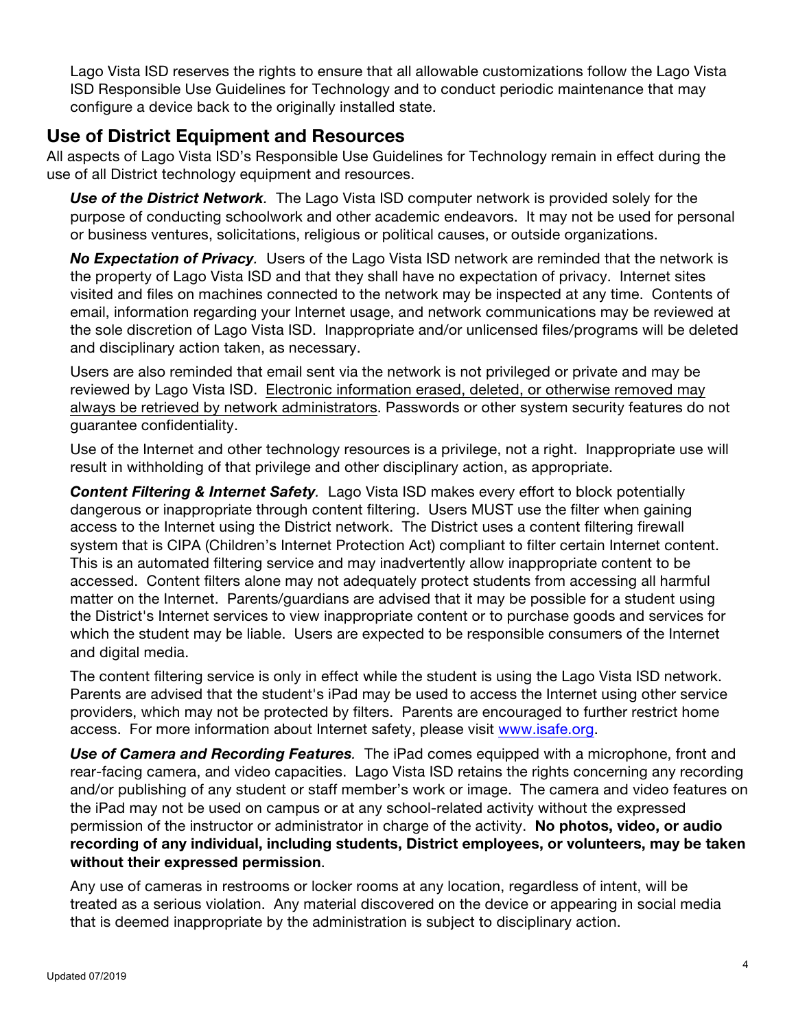Lago Vista ISD reserves the rights to ensure that all allowable customizations follow the Lago Vista ISD Responsible Use Guidelines for Technology and to conduct periodic maintenance that may configure a device back to the originally installed state.

## Use of District Equipment and Resources

All aspects of Lago Vista ISD's Responsible Use Guidelines for Technology remain in effect during the use of all District technology equipment and resources.

***Use of the District Network*.** The Lago Vista ISD computer network is provided solely for the purpose of conducting schoolwork and other academic endeavors. It may not be used for personal or business ventures, solicitations, religious or political causes, or outside organizations.

***No Expectation of Privacy*.** Users of the Lago Vista ISD network are reminded that the network is the property of Lago Vista ISD and that they shall have no expectation of privacy. Internet sites visited and files on machines connected to the network may be inspected at any time. Contents of email, information regarding your Internet usage, and network communications may be reviewed at the sole discretion of Lago Vista ISD. Inappropriate and/or unlicensed files/programs will be deleted and disciplinary action taken, as necessary.

Users are also reminded that email sent via the network is not privileged or private and may be reviewed by Lago Vista ISD. <u>Electronic information erased, deleted, or otherwise removed may always be retrieved by network administrators</u>. Passwords or other system security features do not guarantee confidentiality.

Use of the Internet and other technology resources is a privilege, not a right. Inappropriate use will result in withholding of that privilege and other disciplinary action, as appropriate.

***Content Filtering & Internet Safety*.** Lago Vista ISD makes every effort to block potentially dangerous or inappropriate through content filtering. Users MUST use the filter when gaining access to the Internet using the District network. The District uses a content filtering firewall system that is CIPA (Children's Internet Protection Act) compliant to filter certain Internet content. This is an automated filtering service and may inadvertently allow inappropriate content to be accessed. Content filters alone may not adequately protect students from accessing all harmful matter on the Internet. Parents/guardians are advised that it may be possible for a student using the District's Internet services to view inappropriate content or to purchase goods and services for which the student may be liable. Users are expected to be responsible consumers of the Internet and digital media.

The content filtering service is only in effect while the student is using the Lago Vista ISD network. Parents are advised that the student's iPad may be used to access the Internet using other service providers, which may not be protected by filters. Parents are encouraged to further restrict home access. For more information about Internet safety, please visit [www.isafe.org](http://www.isafe.org).

***Use of Camera and Recording Features*.** The iPad comes equipped with a microphone, front and rear-facing camera, and video capacities. Lago Vista ISD retains the rights concerning any recording and/or publishing of any student or staff member's work or image. The camera and video features on the iPad may not be used on campus or at any school-related activity without the expressed permission of the instructor or administrator in charge of the activity. **No photos, video, or audio recording of any individual, including students, District employees, or volunteers, may be taken without their expressed permission**.

Any use of cameras in restrooms or locker rooms at any location, regardless of intent, will be treated as a serious violation. Any material discovered on the device or appearing in social media that is deemed inappropriate by the administration is subject to disciplinary action.

Updated 07/2019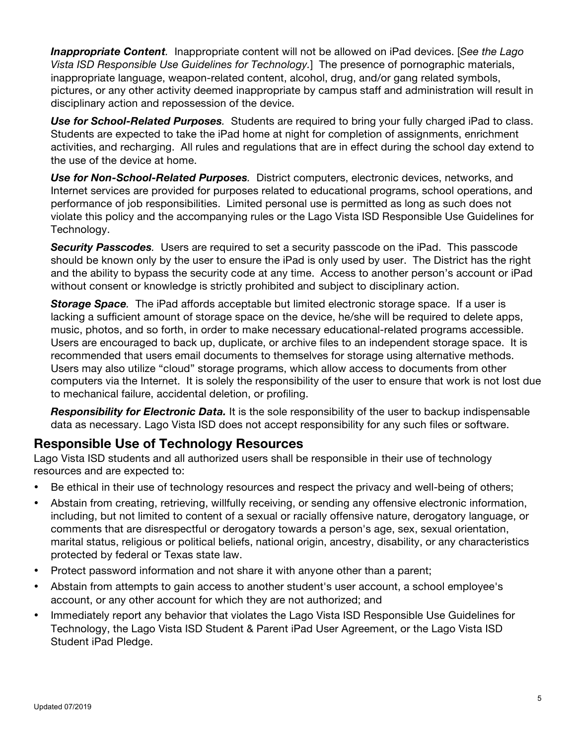***Inappropriate Content**.* Inappropriate content will not be allowed on iPad devices. [*See the Lago Vista ISD Responsible Use Guidelines for Technology.*] The presence of pornographic materials, inappropriate language, weapon-related content, alcohol, drug, and/or gang related symbols, pictures, or any other activity deemed inappropriate by campus staff and administration will result in disciplinary action and repossession of the device.

***Use for School-Related Purposes**.* Students are required to bring your fully charged iPad to class. Students are expected to take the iPad home at night for completion of assignments, enrichment activities, and recharging. All rules and regulations that are in effect during the school day extend to the use of the device at home.

***Use for Non-School-Related Purposes**.* District computers, electronic devices, networks, and Internet services are provided for purposes related to educational programs, school operations, and performance of job responsibilities. Limited personal use is permitted as long as such does not violate this policy and the accompanying rules or the Lago Vista ISD Responsible Use Guidelines for Technology.

***Security Passcodes**.* Users are required to set a security passcode on the iPad. This passcode should be known only by the user to ensure the iPad is only used by user. The District has the right and the ability to bypass the security code at any time. Access to another person's account or iPad without consent or knowledge is strictly prohibited and subject to disciplinary action.

***Storage Space**.* The iPad affords acceptable but limited electronic storage space. If a user is lacking a sufficient amount of storage space on the device, he/she will be required to delete apps, music, photos, and so forth, in order to make necessary educational-related programs accessible. Users are encouraged to back up, duplicate, or archive files to an independent storage space. It is recommended that users email documents to themselves for storage using alternative methods. Users may also utilize "cloud" storage programs, which allow access to documents from other computers via the Internet. It is solely the responsibility of the user to ensure that work is not lost due to mechanical failure, accidental deletion, or profiling.

***Responsibility for Electronic Data.*** It is the sole responsibility of the user to backup indispensable data as necessary. Lago Vista ISD does not accept responsibility for any such files or software.

## Responsible Use of Technology Resources

Lago Vista ISD students and all authorized users shall be responsible in their use of technology resources and are expected to:

- Be ethical in their use of technology resources and respect the privacy and well-being of others;
- Abstain from creating, retrieving, willfully receiving, or sending any offensive electronic information, including, but not limited to content of a sexual or racially offensive nature, derogatory language, or comments that are disrespectful or derogatory towards a person's age, sex, sexual orientation, marital status, religious or political beliefs, national origin, ancestry, disability, or any characteristics protected by federal or Texas state law.
- Protect password information and not share it with anyone other than a parent;
- Abstain from attempts to gain access to another student's user account, a school employee's account, or any other account for which they are not authorized; and
- Immediately report any behavior that violates the Lago Vista ISD Responsible Use Guidelines for Technology, the Lago Vista ISD Student & Parent iPad User Agreement, or the Lago Vista ISD Student iPad Pledge.

Updated 07/2019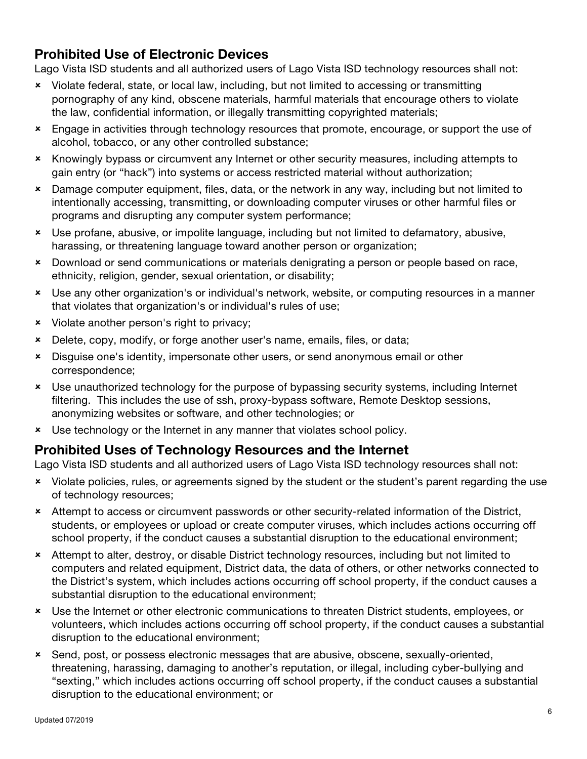## Prohibited Use of Electronic Devices

Lago Vista ISD students and all authorized users of Lago Vista ISD technology resources shall not:

- Violate federal, state, or local law, including, but not limited to accessing or transmitting pornography of any kind, obscene materials, harmful materials that encourage others to violate the law, confidential information, or illegally transmitting copyrighted materials;
- Engage in activities through technology resources that promote, encourage, or support the use of alcohol, tobacco, or any other controlled substance;
- Knowingly bypass or circumvent any Internet or other security measures, including attempts to gain entry (or "hack") into systems or access restricted material without authorization;
- Damage computer equipment, files, data, or the network in any way, including but not limited to intentionally accessing, transmitting, or downloading computer viruses or other harmful files or programs and disrupting any computer system performance;
- Use profane, abusive, or impolite language, including but not limited to defamatory, abusive, harassing, or threatening language toward another person or organization;
- Download or send communications or materials denigrating a person or people based on race, ethnicity, religion, gender, sexual orientation, or disability;
- Use any other organization's or individual's network, website, or computing resources in a manner that violates that organization's or individual's rules of use;
- Violate another person's right to privacy;
- Delete, copy, modify, or forge another user's name, emails, files, or data;
- Disguise one's identity, impersonate other users, or send anonymous email or other correspondence;
- Use unauthorized technology for the purpose of bypassing security systems, including Internet filtering. This includes the use of ssh, proxy-bypass software, Remote Desktop sessions, anonymizing websites or software, and other technologies; or
- Use technology or the Internet in any manner that violates school policy.

## Prohibited Uses of Technology Resources and the Internet

Lago Vista ISD students and all authorized users of Lago Vista ISD technology resources shall not:

- Violate policies, rules, or agreements signed by the student or the student's parent regarding the use of technology resources;
- Attempt to access or circumvent passwords or other security-related information of the District, students, or employees or upload or create computer viruses, which includes actions occurring off school property, if the conduct causes a substantial disruption to the educational environment;
- Attempt to alter, destroy, or disable District technology resources, including but not limited to computers and related equipment, District data, the data of others, or other networks connected to the District's system, which includes actions occurring off school property, if the conduct causes a substantial disruption to the educational environment;
- Use the Internet or other electronic communications to threaten District students, employees, or volunteers, which includes actions occurring off school property, if the conduct causes a substantial disruption to the educational environment;
- Send, post, or possess electronic messages that are abusive, obscene, sexually-oriented, threatening, harassing, damaging to another's reputation, or illegal, including cyber-bullying and "sexting," which includes actions occurring off school property, if the conduct causes a substantial disruption to the educational environment; or

Updated 07/2019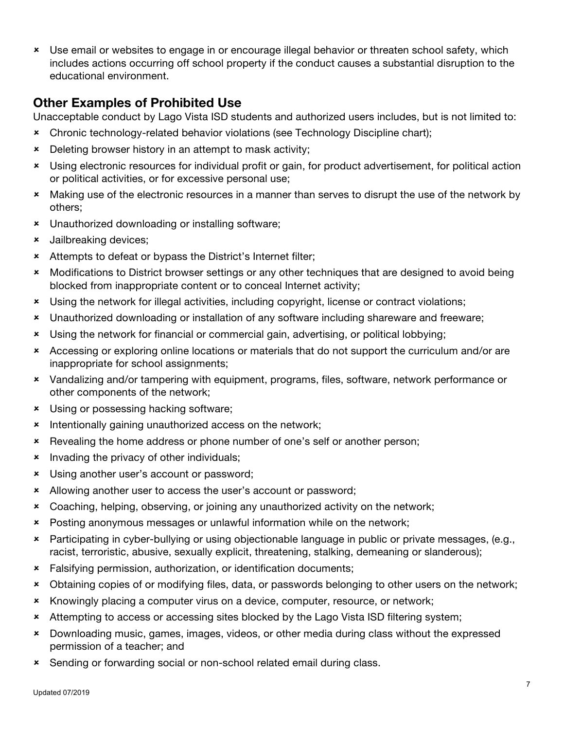- Use email or websites to engage in or encourage illegal behavior or threaten school safety, which includes actions occurring off school property if the conduct causes a substantial disruption to the educational environment.

## Other Examples of Prohibited Use

Unacceptable conduct by Lago Vista ISD students and authorized users includes, but is not limited to:

- Chronic technology-related behavior violations (see Technology Discipline chart);
- Deleting browser history in an attempt to mask activity;
- Using electronic resources for individual profit or gain, for product advertisement, for political action or political activities, or for excessive personal use;
- Making use of the electronic resources in a manner than serves to disrupt the use of the network by others;
- Unauthorized downloading or installing software;
- Jailbreaking devices;
- Attempts to defeat or bypass the District's Internet filter;
- Modifications to District browser settings or any other techniques that are designed to avoid being blocked from inappropriate content or to conceal Internet activity;
- Using the network for illegal activities, including copyright, license or contract violations;
- Unauthorized downloading or installation of any software including shareware and freeware;
- Using the network for financial or commercial gain, advertising, or political lobbying;
- Accessing or exploring online locations or materials that do not support the curriculum and/or are inappropriate for school assignments;
- Vandalizing and/or tampering with equipment, programs, files, software, network performance or other components of the network;
- Using or possessing hacking software;
- Intentionally gaining unauthorized access on the network;
- Revealing the home address or phone number of one's self or another person;
- Invading the privacy of other individuals;
- Using another user's account or password;
- Allowing another user to access the user's account or password;
- Coaching, helping, observing, or joining any unauthorized activity on the network;
- Posting anonymous messages or unlawful information while on the network;
- Participating in cyber-bullying or using objectionable language in public or private messages, (e.g., racist, terroristic, abusive, sexually explicit, threatening, stalking, demeaning or slanderous);
- Falsifying permission, authorization, or identification documents;
- Obtaining copies of or modifying files, data, or passwords belonging to other users on the network;
- Knowingly placing a computer virus on a device, computer, resource, or network;
- Attempting to access or accessing sites blocked by the Lago Vista ISD filtering system;
- Downloading music, games, images, videos, or other media during class without the expressed permission of a teacher; and
- Sending or forwarding social or non-school related email during class.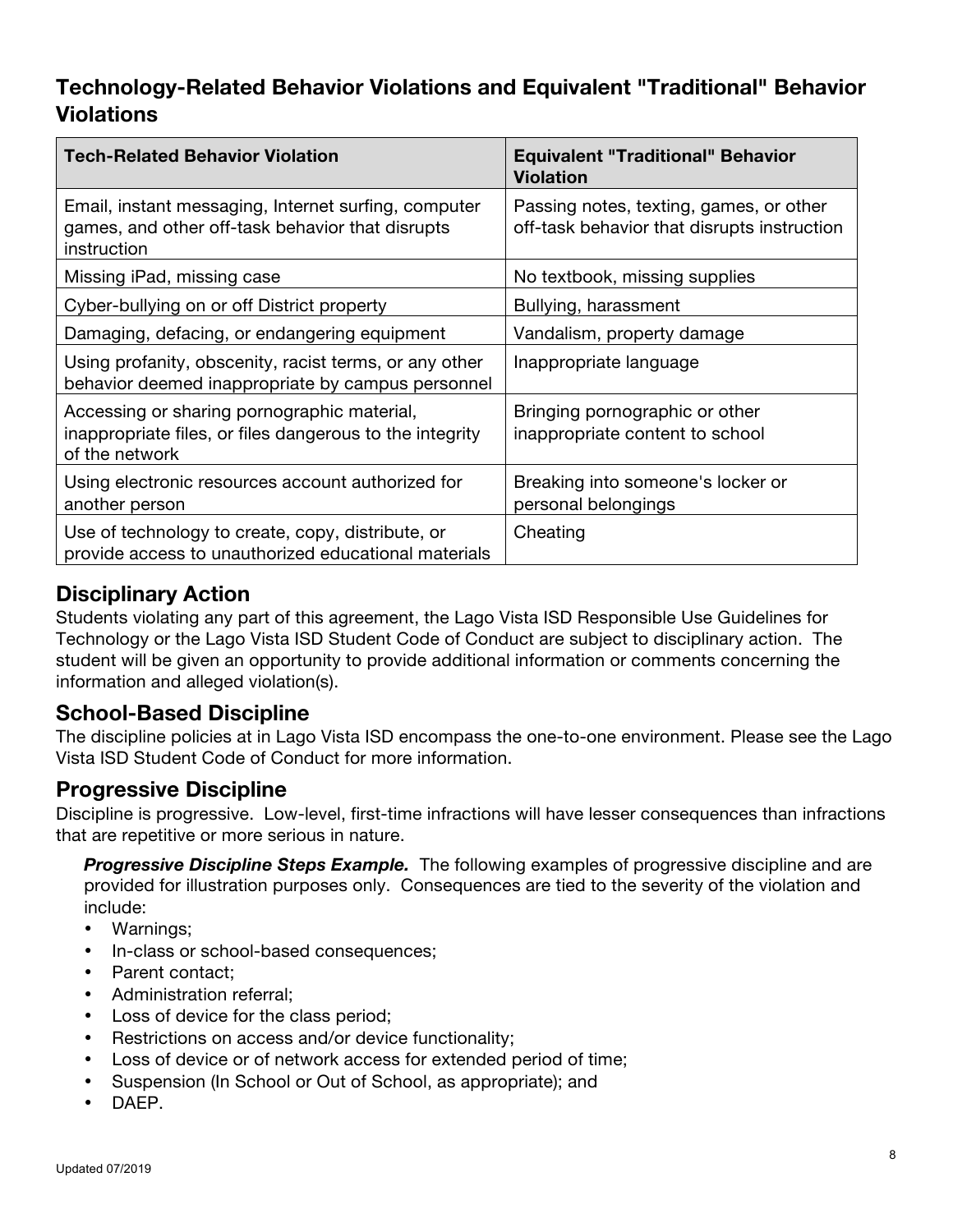## Technology-Related Behavior Violations and Equivalent "Traditional" Behavior Violations

| Tech-Related Behavior Violation | Equivalent "Traditional" Behavior Violation |
| --- | --- |
| Email, instant messaging, Internet surfing, computer games, and other off-task behavior that disrupts instruction | Passing notes, texting, games, or other off-task behavior that disrupts instruction |
| Missing iPad, missing case | No textbook, missing supplies |
| Cyber-bullying on or off District property | Bullying, harassment |
| Damaging, defacing, or endangering equipment | Vandalism, property damage |
| Using profanity, obscenity, racist terms, or any other behavior deemed inappropriate by campus personnel | Inappropriate language |
| Accessing or sharing pornographic material, inappropriate files, or files dangerous to the integrity of the network | Bringing pornographic or other inappropriate content to school |
| Using electronic resources account authorized for another person | Breaking into someone's locker or personal belongings |
| Use of technology to create, copy, distribute, or provide access to unauthorized educational materials | Cheating |

## Disciplinary Action

Students violating any part of this agreement, the Lago Vista ISD Responsible Use Guidelines for Technology or the Lago Vista ISD Student Code of Conduct are subject to disciplinary action. The student will be given an opportunity to provide additional information or comments concerning the information and alleged violation(s).

## School-Based Discipline

The discipline policies at in Lago Vista ISD encompass the one-to-one environment. Please see the Lago Vista ISD Student Code of Conduct for more information.

## Progressive Discipline

Discipline is progressive. Low-level, first-time infractions will have lesser consequences than infractions that are repetitive or more serious in nature.

***Progressive Discipline Steps Example.*** The following examples of progressive discipline and are provided for illustration purposes only. Consequences are tied to the severity of the violation and include:

- Warnings;
- In-class or school-based consequences;
- Parent contact;
- Administration referral;
- Loss of device for the class period;
- Restrictions on access and/or device functionality;
- Loss of device or of network access for extended period of time;
- Suspension (In School or Out of School, as appropriate); and
- DAEP.

Updated 07/2019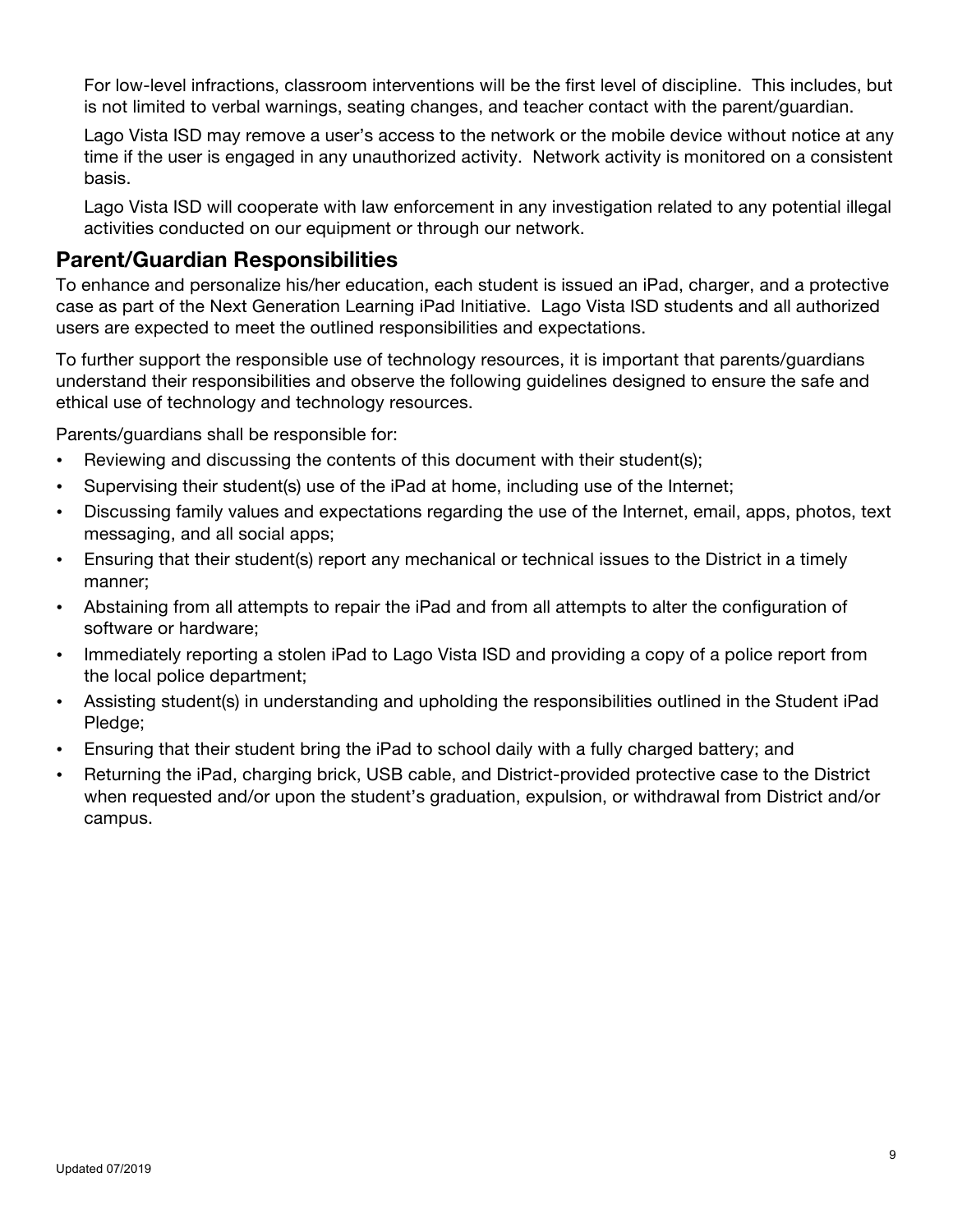For low-level infractions, classroom interventions will be the first level of discipline. This includes, but is not limited to verbal warnings, seating changes, and teacher contact with the parent/guardian.

Lago Vista ISD may remove a user's access to the network or the mobile device without notice at any time if the user is engaged in any unauthorized activity. Network activity is monitored on a consistent basis.

Lago Vista ISD will cooperate with law enforcement in any investigation related to any potential illegal activities conducted on our equipment or through our network.

## Parent/Guardian Responsibilities

To enhance and personalize his/her education, each student is issued an iPad, charger, and a protective case as part of the Next Generation Learning iPad Initiative. Lago Vista ISD students and all authorized users are expected to meet the outlined responsibilities and expectations.

To further support the responsible use of technology resources, it is important that parents/guardians understand their responsibilities and observe the following guidelines designed to ensure the safe and ethical use of technology and technology resources.

Parents/guardians shall be responsible for:

- Reviewing and discussing the contents of this document with their student(s);
- Supervising their student(s) use of the iPad at home, including use of the Internet;
- Discussing family values and expectations regarding the use of the Internet, email, apps, photos, text messaging, and all social apps;
- Ensuring that their student(s) report any mechanical or technical issues to the District in a timely manner;
- Abstaining from all attempts to repair the iPad and from all attempts to alter the configuration of software or hardware;
- Immediately reporting a stolen iPad to Lago Vista ISD and providing a copy of a police report from the local police department;
- Assisting student(s) in understanding and upholding the responsibilities outlined in the Student iPad Pledge;
- Ensuring that their student bring the iPad to school daily with a fully charged battery; and
- Returning the iPad, charging brick, USB cable, and District-provided protective case to the District when requested and/or upon the student's graduation, expulsion, or withdrawal from District and/or campus.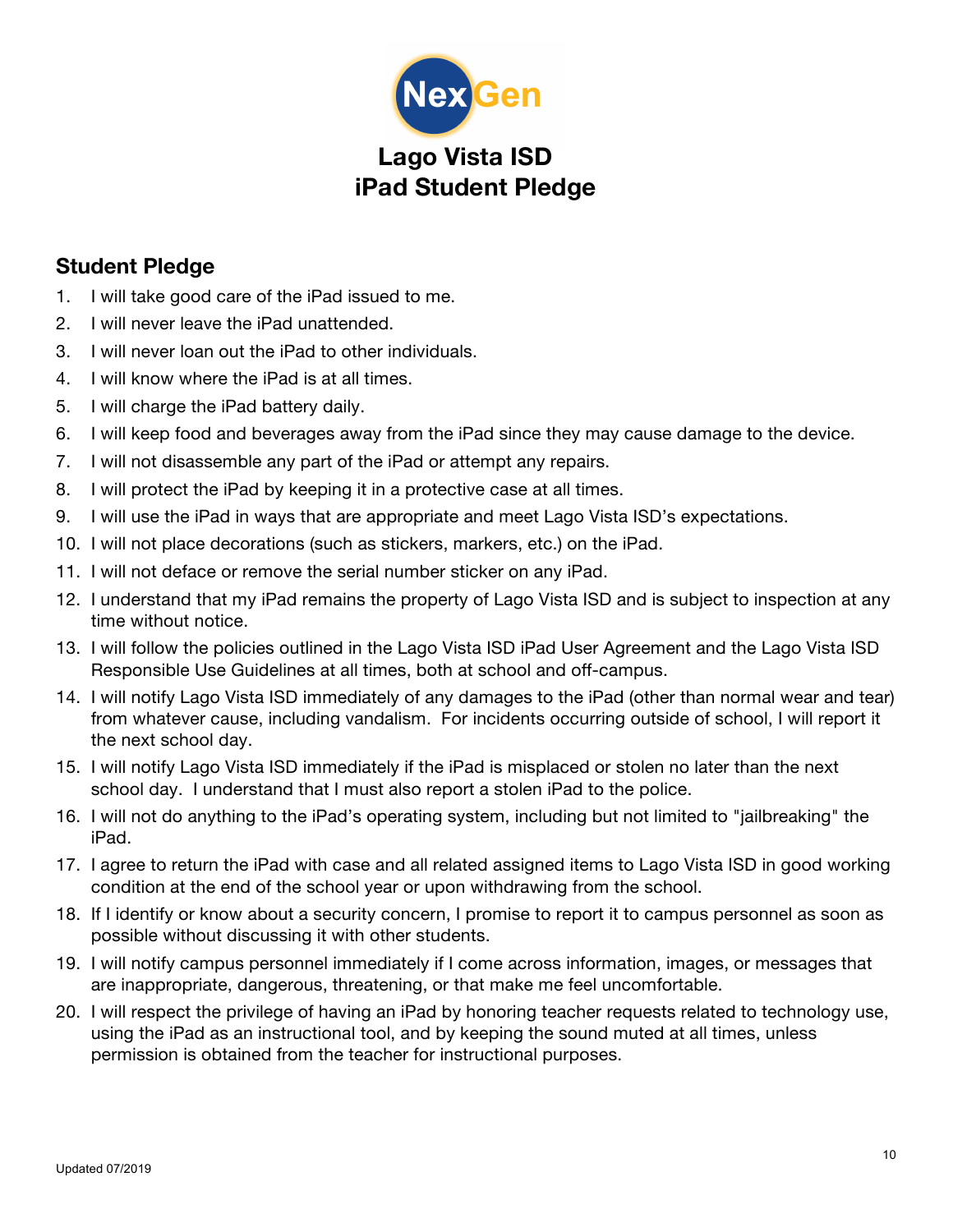# Lago Vista ISD
# iPad Student Pledge

## Student Pledge

1. I will take good care of the iPad issued to me.
2. I will never leave the iPad unattended.
3. I will never loan out the iPad to other individuals.
4. I will know where the iPad is at all times.
5. I will charge the iPad battery daily.
6. I will keep food and beverages away from the iPad since they may cause damage to the device.
7. I will not disassemble any part of the iPad or attempt any repairs.
8. I will protect the iPad by keeping it in a protective case at all times.
9. I will use the iPad in ways that are appropriate and meet Lago Vista ISD's expectations.
10. I will not place decorations (such as stickers, markers, etc.) on the iPad.
11. I will not deface or remove the serial number sticker on any iPad.
12. I understand that my iPad remains the property of Lago Vista ISD and is subject to inspection at any time without notice.
13. I will follow the policies outlined in the Lago Vista ISD iPad User Agreement and the Lago Vista ISD Responsible Use Guidelines at all times, both at school and off-campus.
14. I will notify Lago Vista ISD immediately of any damages to the iPad (other than normal wear and tear) from whatever cause, including vandalism. For incidents occurring outside of school, I will report it the next school day.
15. I will notify Lago Vista ISD immediately if the iPad is misplaced or stolen no later than the next school day. I understand that I must also report a stolen iPad to the police.
16. I will not do anything to the iPad's operating system, including but not limited to "jailbreaking" the iPad.
17. I agree to return the iPad with case and all related assigned items to Lago Vista ISD in good working condition at the end of the school year or upon withdrawing from the school.
18. If I identify or know about a security concern, I promise to report it to campus personnel as soon as possible without discussing it with other students.
19. I will notify campus personnel immediately if I come across information, images, or messages that are inappropriate, dangerous, threatening, or that make me feel uncomfortable.
20. I will respect the privilege of having an iPad by honoring teacher requests related to technology use, using the iPad as an instructional tool, and by keeping the sound muted at all times, unless permission is obtained from the teacher for instructional purposes.

Updated 07/2019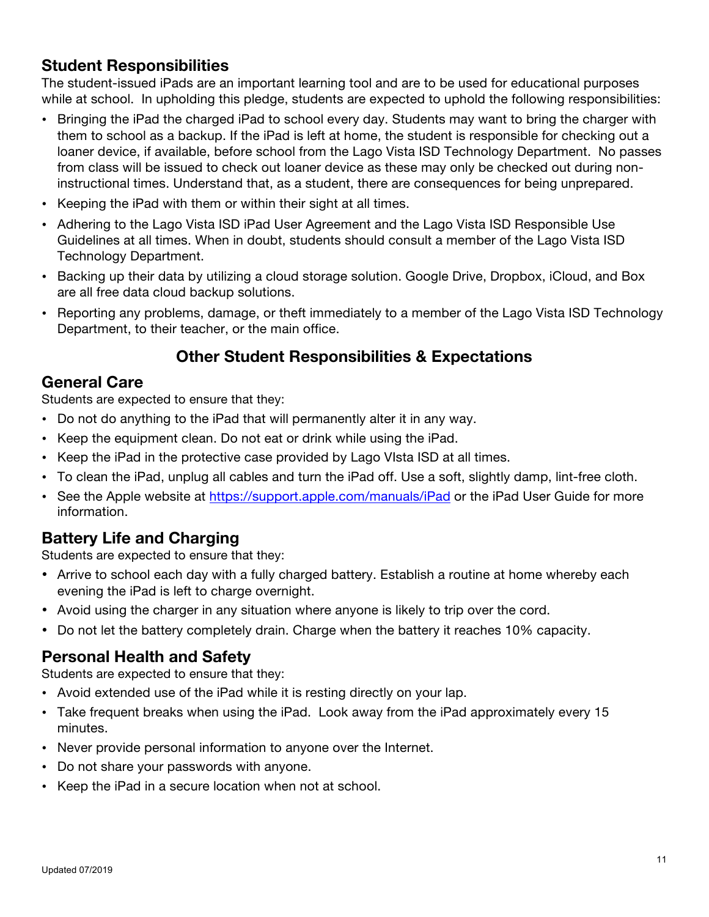## Student Responsibilities

The student-issued iPads are an important learning tool and are to be used for educational purposes while at school. In upholding this pledge, students are expected to uphold the following responsibilities:

- Bringing the iPad the charged iPad to school every day. Students may want to bring the charger with them to school as a backup. If the iPad is left at home, the student is responsible for checking out a loaner device, if available, before school from the Lago Vista ISD Technology Department. No passes from class will be issued to check out loaner device as these may only be checked out during non-instructional times. Understand that, as a student, there are consequences for being unprepared.
- Keeping the iPad with them or within their sight at all times.
- Adhering to the Lago Vista ISD iPad User Agreement and the Lago Vista ISD Responsible Use Guidelines at all times. When in doubt, students should consult a member of the Lago Vista ISD Technology Department.
- Backing up their data by utilizing a cloud storage solution. Google Drive, Dropbox, iCloud, and Box are all free data cloud backup solutions.
- Reporting any problems, damage, or theft immediately to a member of the Lago Vista ISD Technology Department, to their teacher, or the main office.

## Other Student Responsibilities & Expectations

### General Care

Students are expected to ensure that they:

- Do not do anything to the iPad that will permanently alter it in any way.
- Keep the equipment clean. Do not eat or drink while using the iPad.
- Keep the iPad in the protective case provided by Lago VIsta ISD at all times.
- To clean the iPad, unplug all cables and turn the iPad off. Use a soft, slightly damp, lint-free cloth.
- See the Apple website at [https://support.apple.com/manuals/iPad](https://support.apple.com/manuals/iPad) or the iPad User Guide for more information.

### Battery Life and Charging

Students are expected to ensure that they:

- Arrive to school each day with a fully charged battery. Establish a routine at home whereby each evening the iPad is left to charge overnight.
- Avoid using the charger in any situation where anyone is likely to trip over the cord.
- Do not let the battery completely drain. Charge when the battery it reaches 10% capacity.

### Personal Health and Safety

Students are expected to ensure that they:

- Avoid extended use of the iPad while it is resting directly on your lap.
- Take frequent breaks when using the iPad. Look away from the iPad approximately every 15 minutes.
- Never provide personal information to anyone over the Internet.
- Do not share your passwords with anyone.
- Keep the iPad in a secure location when not at school.

Updated 07/2019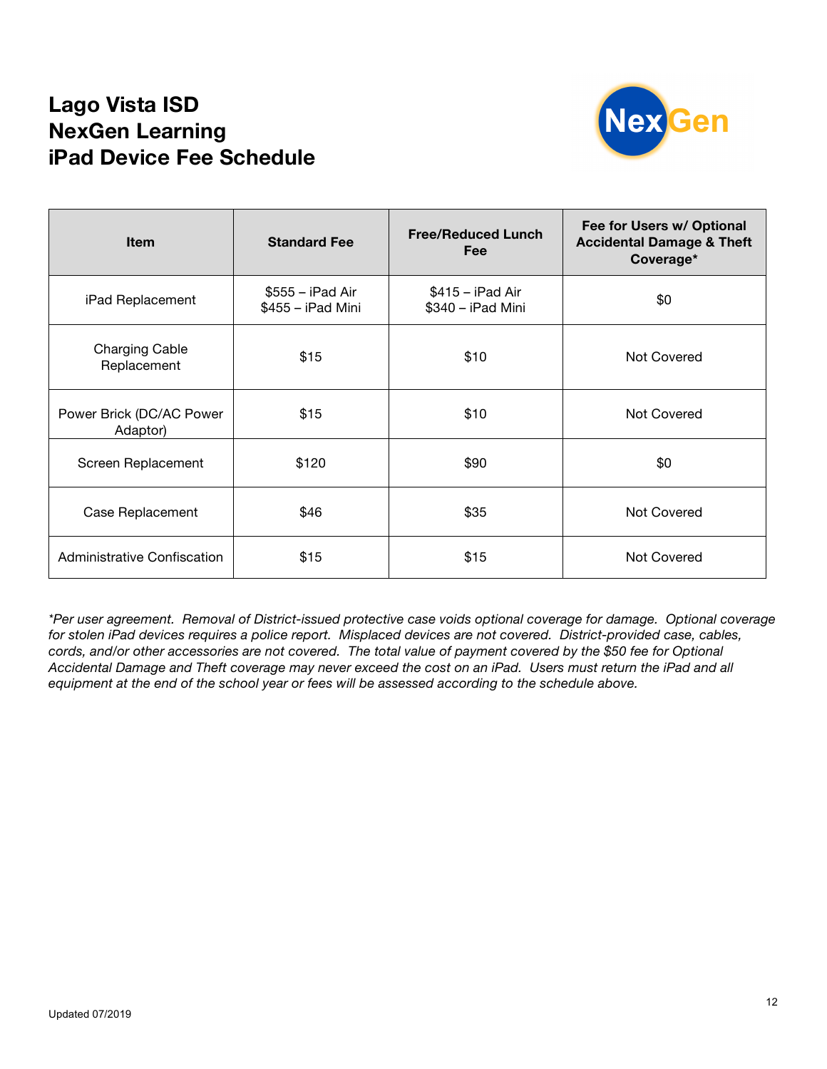# Lago Vista ISD
# NexGen Learning
# iPad Device Fee Schedule

| Item | Standard Fee | Free/Reduced Lunch Fee | Fee for Users w/ Optional Accidental Damage & Theft Coverage* |
|---|---|---|---|
| iPad Replacement | $555 – iPad Air<br>$455 – iPad Mini | $415 – iPad Air<br>$340 – iPad Mini | $0 |
| Charging Cable Replacement | $15 | $10 | Not Covered |
| Power Brick (DC/AC Power Adaptor) | $15 | $10 | Not Covered |
| Screen Replacement | $120 | $90 | $0 |
| Case Replacement | $46 | $35 | Not Covered |
| Administrative Confiscation | $15 | $15 | Not Covered |

*\*Per user agreement. Removal of District-issued protective case voids optional coverage for damage. Optional coverage for stolen iPad devices requires a police report. Misplaced devices are not covered. District-provided case, cables, cords, and/or other accessories are not covered. The total value of payment covered by the $50 fee for Optional Accidental Damage and Theft coverage may never exceed the cost on an iPad. Users must return the iPad and all equipment at the end of the school year or fees will be assessed according to the schedule above.*

Updated 07/2019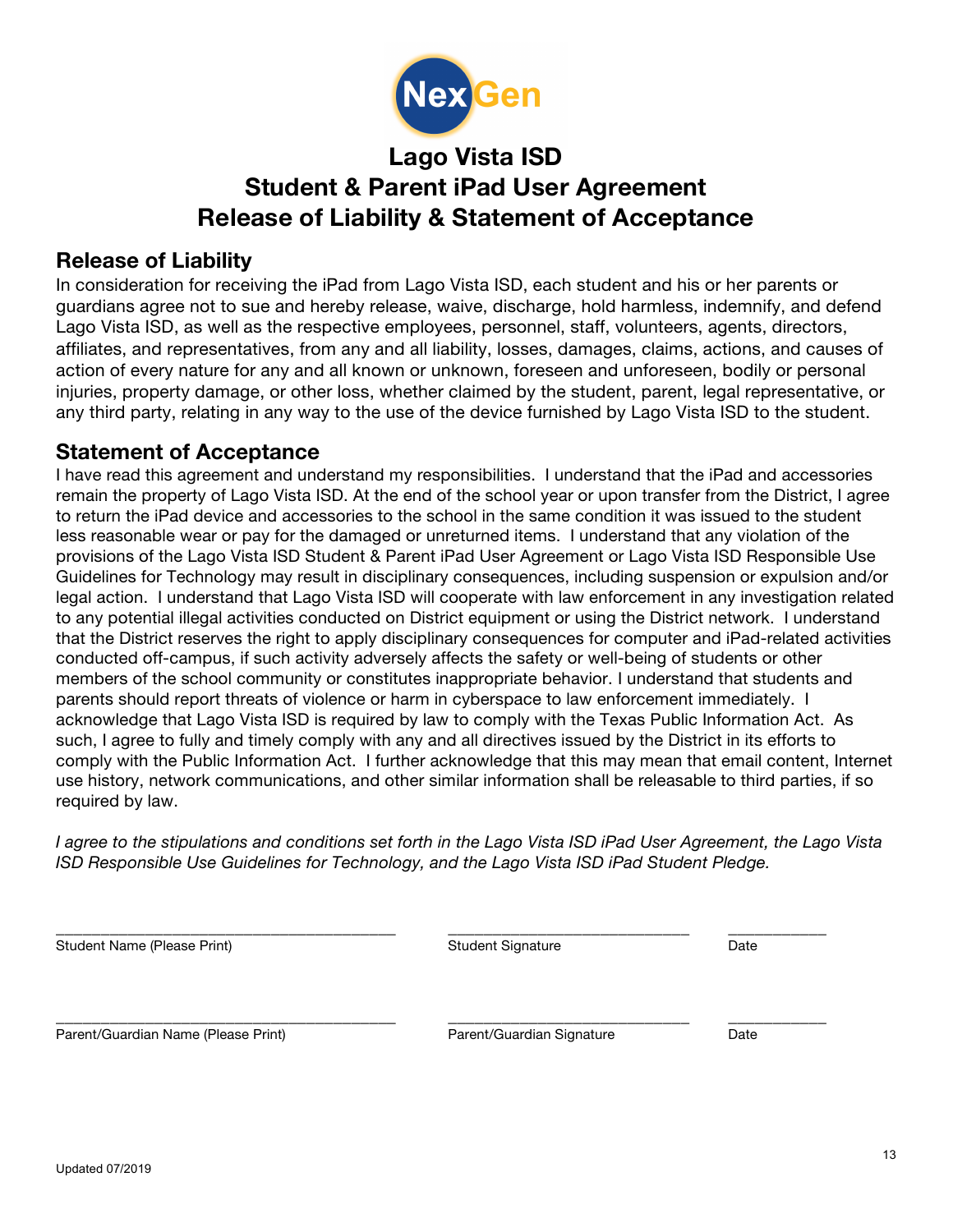NexGen

# Lago Vista ISD
# Student & Parent iPad User Agreement
# Release of Liability & Statement of Acceptance

## Release of Liability

In consideration for receiving the iPad from Lago Vista ISD, each student and his or her parents or guardians agree not to sue and hereby release, waive, discharge, hold harmless, indemnify, and defend Lago Vista ISD, as well as the respective employees, personnel, staff, volunteers, agents, directors, affiliates, and representatives, from any and all liability, losses, damages, claims, actions, and causes of action of every nature for any and all known or unknown, foreseen and unforeseen, bodily or personal injuries, property damage, or other loss, whether claimed by the student, parent, legal representative, or any third party, relating in any way to the use of the device furnished by Lago Vista ISD to the student.

## Statement of Acceptance

I have read this agreement and understand my responsibilities. I understand that the iPad and accessories remain the property of Lago Vista ISD. At the end of the school year or upon transfer from the District, I agree to return the iPad device and accessories to the school in the same condition it was issued to the student less reasonable wear or pay for the damaged or unreturned items. I understand that any violation of the provisions of the Lago Vista ISD Student & Parent iPad User Agreement or Lago Vista ISD Responsible Use Guidelines for Technology may result in disciplinary consequences, including suspension or expulsion and/or legal action. I understand that Lago Vista ISD will cooperate with law enforcement in any investigation related to any potential illegal activities conducted on District equipment or using the District network. I understand that the District reserves the right to apply disciplinary consequences for computer and iPad-related activities conducted off-campus, if such activity adversely affects the safety or well-being of students or other members of the school community or constitutes inappropriate behavior. I understand that students and parents should report threats of violence or harm in cyberspace to law enforcement immediately. I acknowledge that Lago Vista ISD is required by law to comply with the Texas Public Information Act. As such, I agree to fully and timely comply with any and all directives issued by the District in its efforts to comply with the Public Information Act. I further acknowledge that this may mean that email content, Internet use history, network communications, and other similar information shall be releasable to third parties, if so required by law.

*I agree to the stipulations and conditions set forth in the Lago Vista ISD iPad User Agreement, the Lago Vista ISD Responsible Use Guidelines for Technology, and the Lago Vista ISD iPad Student Pledge.*

\_\_\_\_\_\_\_\_\_\_\_\_\_\_\_\_\_\_\_\_\_\_\_\_\_\_\_\_\_\_\_\_ \_\_\_\_\_\_\_\_\_\_\_\_\_\_\_\_\_\_\_\_\_\_\_\_ \_\_\_\_\_\_\_\_\_\_
Student Name (Please Print) Student Signature Date

\_\_\_\_\_\_\_\_\_\_\_\_\_\_\_\_\_\_\_\_\_\_\_\_\_\_\_\_\_\_\_\_ \_\_\_\_\_\_\_\_\_\_\_\_\_\_\_\_\_\_\_\_\_\_\_\_ \_\_\_\_\_\_\_\_\_\_
Parent/Guardian Name (Please Print) Parent/Guardian Signature Date

Updated 07/2019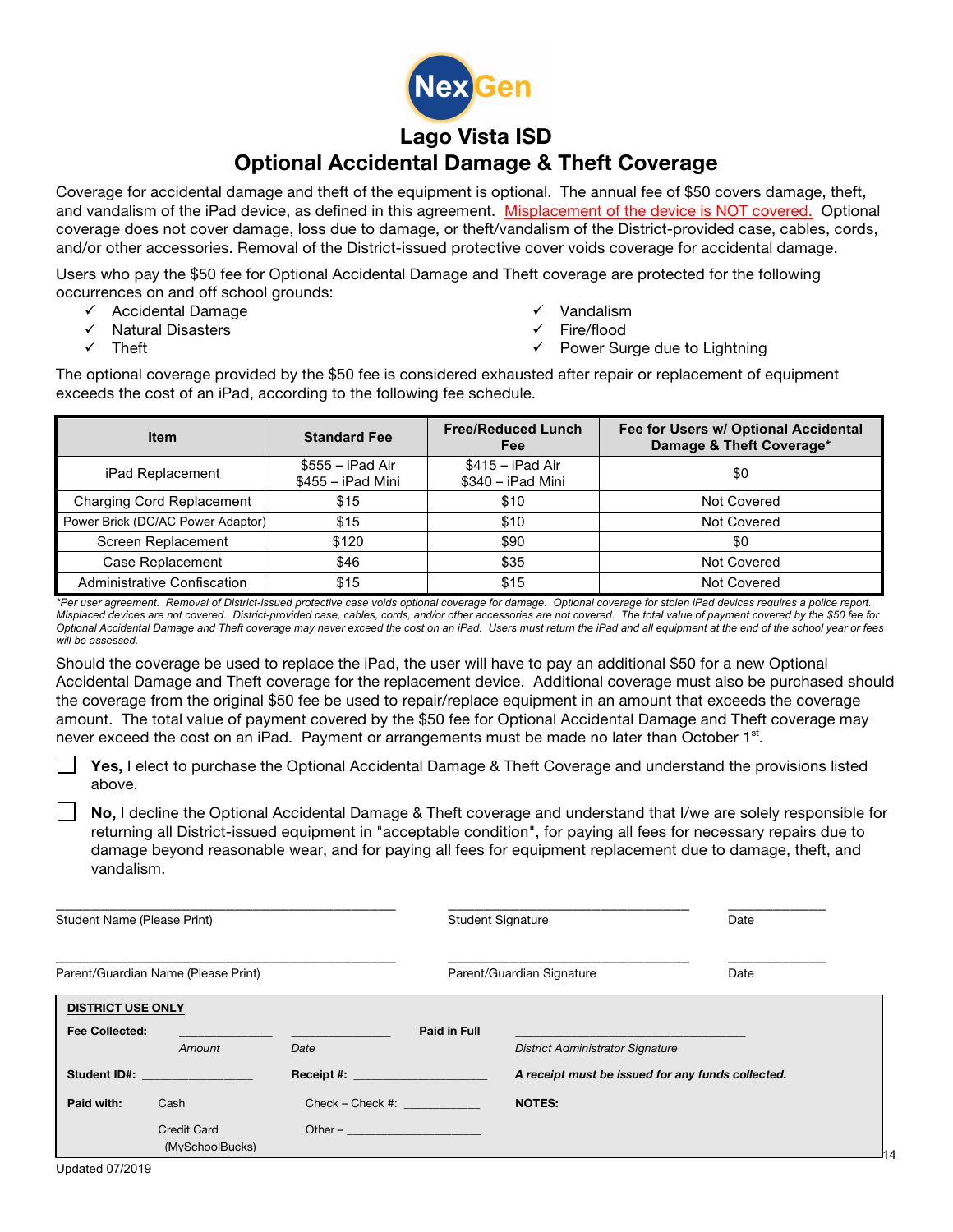# Lago Vista ISD

## Optional Accidental Damage & Theft Coverage

Coverage for accidental damage and theft of the equipment is optional. The annual fee of $50 covers damage, theft, and vandalism of the iPad device, as defined in this agreement. Misplacement of the device is NOT covered. Optional coverage does not cover damage, loss due to damage, or theft/vandalism of the District-provided case, cables, cords, and/or other accessories. Removal of the District-issued protective cover voids coverage for accidental damage.

Users who pay the $50 fee for Optional Accidental Damage and Theft coverage are protected for the following occurrences on and off school grounds:

- ✓ Accidental Damage
- ✓ Natural Disasters
- ✓ Theft
- ✓ Vandalism
- ✓ Fire/flood
- ✓ Power Surge due to Lightning

The optional coverage provided by the $50 fee is considered exhausted after repair or replacement of equipment exceeds the cost of an iPad, according to the following fee schedule.

| Item | Standard Fee | Free/Reduced Lunch Fee | Fee for Users w/ Optional Accidental Damage & Theft Coverage* |
|---|---|---|---|
| iPad Replacement | $555 – iPad Air<br>$455 – iPad Mini | $415 – iPad Air<br>$340 – iPad Mini | $0 |
| Charging Cord Replacement | $15 | $10 | Not Covered |
| Power Brick (DC/AC Power Adaptor) | $15 | $10 | Not Covered |
| Screen Replacement | $120 | $90 | $0 |
| Case Replacement | $46 | $35 | Not Covered |
| Administrative Confiscation | $15 | $15 | Not Covered |

*\*Per user agreement. Removal of District-issued protective case voids optional coverage for damage. Optional coverage for stolen iPad devices requires a police report. Misplaced devices are not covered. District-provided case, cables, cords, and/or other accessories are not covered. The total value of payment covered by the $50 fee for Optional Accidental Damage and Theft coverage may never exceed the cost on an iPad. Users must return the iPad and all equipment at the end of the school year or fees will be assessed.*

Should the coverage be used to replace the iPad, the user will have to pay an additional $50 for a new Optional Accidental Damage and Theft coverage for the replacement device. Additional coverage must also be purchased should the coverage from the original $50 fee be used to repair/replace equipment in an amount that exceeds the coverage amount. The total value of payment covered by the $50 fee for Optional Accidental Damage and Theft coverage may never exceed the cost on an iPad. Payment or arrangements must be made no later than October 1st.

☐ **Yes,** I elect to purchase the Optional Accidental Damage & Theft Coverage and understand the provisions listed above.

☐ **No,** I decline the Optional Accidental Damage & Theft coverage and understand that I/we are solely responsible for returning all District-issued equipment in "acceptable condition", for paying all fees for necessary repairs due to damage beyond reasonable wear, and for paying all fees for equipment replacement due to damage, theft, and vandalism.

\_\_\_\_\_\_\_\_\_\_\_\_\_\_\_\_\_\_\_\_\_\_\_\_\_\_\_\_\_\_ Student Name (Please Print) \_\_\_\_\_\_\_\_\_\_\_\_\_\_\_\_\_\_\_\_ Student Signature \_\_\_\_\_\_\_\_\_\_ Date

\_\_\_\_\_\_\_\_\_\_\_\_\_\_\_\_\_\_\_\_\_\_\_\_\_\_\_\_\_\_ Parent/Guardian Name (Please Print) \_\_\_\_\_\_\_\_\_\_\_\_\_\_\_\_\_\_\_\_ Parent/Guardian Signature \_\_\_\_\_\_\_\_\_\_ Date

**DISTRICT USE ONLY**

**Fee Collected:** \_\_\_\_\_\_\_\_\_\_ *Amount* \_\_\_\_\_\_\_\_\_\_ *Date* **Paid in Full** \_\_\_\_\_\_\_\_\_\_\_\_\_\_\_\_\_\_\_\_ *District Administrator Signature*

**Student ID#:** \_\_\_\_\_\_\_\_\_\_ **Receipt #:** \_\_\_\_\_\_\_\_\_\_ ***A receipt must be issued for any funds collected.***

**Paid with:** Cash Check – Check #: \_\_\_\_\_\_\_\_ **NOTES:**

Credit Card (MySchoolBucks) Other – \_\_\_\_\_\_\_\_\_\_

Updated 07/2019